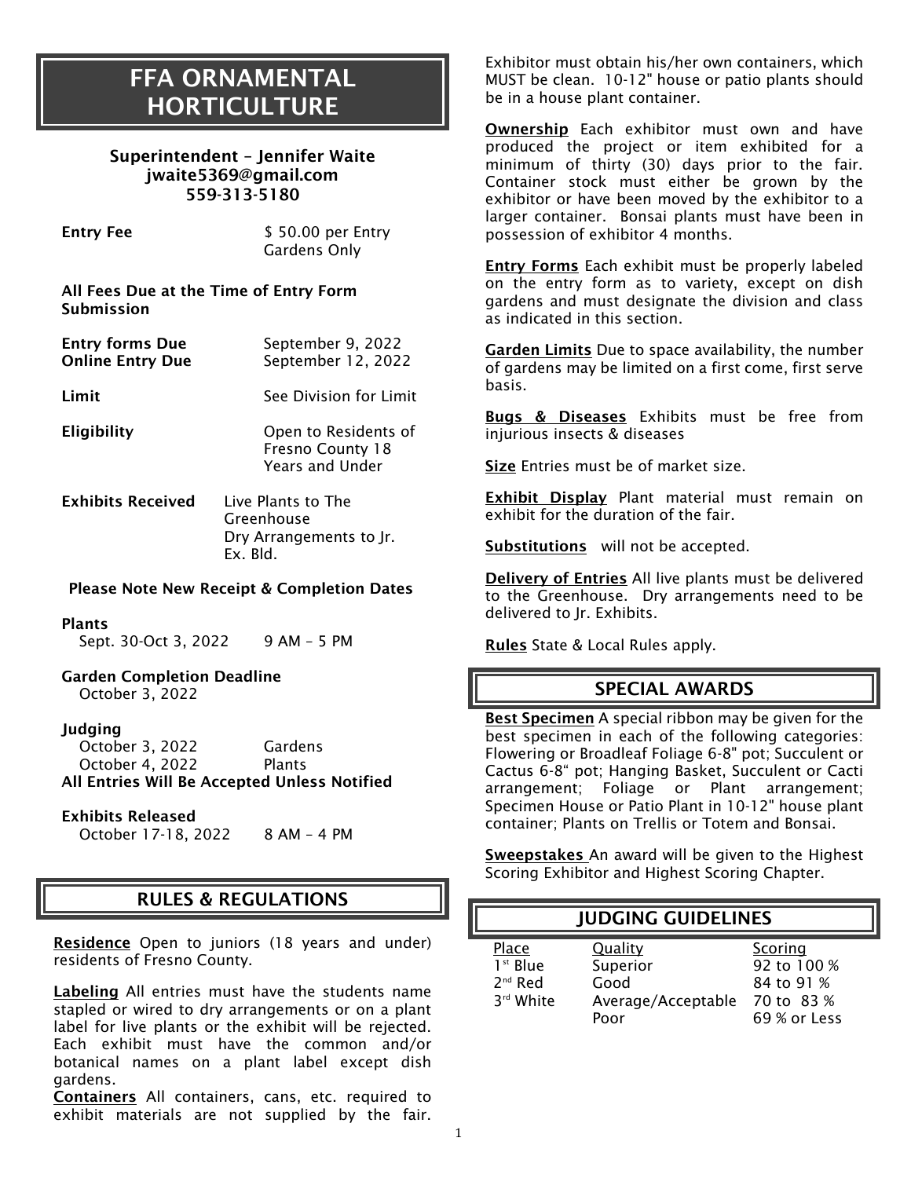# FFA ORNAMENTAL HORTICULTURE

**Superintendent – Jennifer Waite**
**jwaite5369@gmail.com**
**559-313-5180**

**Entry Fee** $ 50.00 per Entry Gardens Only

**All Fees Due at the Time of Entry Form Submission**

**Entry forms Due** September 9, 2022
**Online Entry Due** September 12, 2022

**Limit** See Division for Limit

**Eligibility** Open to Residents of Fresno County 18 Years and Under

**Exhibits Received** Live Plants to The Greenhouse
Dry Arrangements to Jr. Ex. Bld.

**Please Note New Receipt & Completion Dates**

**Plants**
Sept. 30-Oct 3, 2022 9 AM – 5 PM

**Garden Completion Deadline**
October 3, 2022

**Judging**
October 3, 2022 Gardens
October 4, 2022 Plants
**All Entries Will Be Accepted Unless Notified**

**Exhibits Released**
October 17-18, 2022 8 AM – 4 PM

## RULES & REGULATIONS

**Residence** Open to juniors (18 years and under) residents of Fresno County.

**Labeling** All entries must have the students name stapled or wired to dry arrangements or on a plant label for live plants or the exhibit will be rejected. Each exhibit must have the common and/or botanical names on a plant label except dish gardens.

**Containers** All containers, cans, etc. required to exhibit materials are not supplied by the fair. Exhibitor must obtain his/her own containers, which MUST be clean. 10-12" house or patio plants should be in a house plant container.

**Ownership** Each exhibitor must own and have produced the project or item exhibited for a minimum of thirty (30) days prior to the fair. Container stock must either be grown by the exhibitor or have been moved by the exhibitor to a larger container. Bonsai plants must have been in possession of exhibitor 4 months.

**Entry Forms** Each exhibit must be properly labeled on the entry form as to variety, except on dish gardens and must designate the division and class as indicated in this section.

**Garden Limits** Due to space availability, the number of gardens may be limited on a first come, first serve basis.

**Bugs & Diseases** Exhibits must be free from injurious insects & diseases

**Size** Entries must be of market size.

**Exhibit Display** Plant material must remain on exhibit for the duration of the fair.

**Substitutions** will not be accepted.

**Delivery of Entries** All live plants must be delivered to the Greenhouse. Dry arrangements need to be delivered to Jr. Exhibits.

**Rules** State & Local Rules apply.

## SPECIAL AWARDS

**Best Specimen** A special ribbon may be given for the best specimen in each of the following categories: Flowering or Broadleaf Foliage 6-8" pot; Succulent or Cactus 6-8" pot; Hanging Basket, Succulent or Cacti arrangement; Foliage or Plant arrangement; Specimen House or Patio Plant in 10-12" house plant container; Plants on Trellis or Totem and Bonsai.

**Sweepstakes** An award will be given to the Highest Scoring Exhibitor and Highest Scoring Chapter.

## JUDGING GUIDELINES

| Place | Quality | Scoring |
| --- | --- | --- |
| 1st Blue | Superior | 92 to 100 % |
| 2nd Red | Good | 84 to 91 % |
| 3rd White | Average/Acceptable | 70 to 83 % |
| | Poor | 69 % or Less |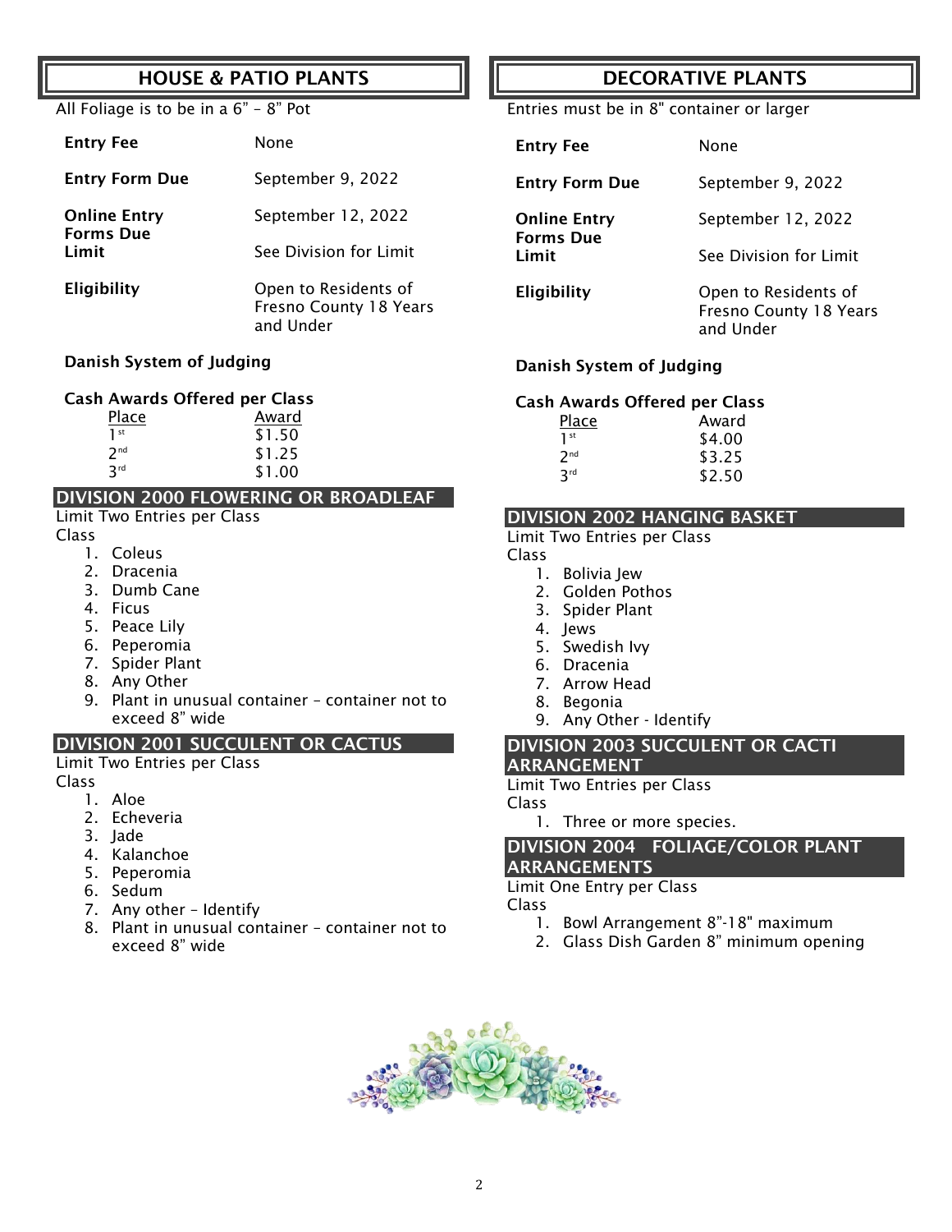## HOUSE & PATIO PLANTS

All Foliage is to be in a 6" – 8" Pot

| | |
|---|---|
| **Entry Fee** | None |
| **Entry Form Due** | September 9, 2022 |
| **Online Entry Forms Due** | September 12, 2022 |
| **Limit** | See Division for Limit |
| **Eligibility** | Open to Residents of Fresno County 18 Years and Under |

**Danish System of Judging**

**Cash Awards Offered per Class**

| Place | Award |
|---|---|
| 1st | $1.50 |
| 2nd | $1.25 |
| 3rd | $1.00 |

### DIVISION 2000 FLOWERING OR BROADLEAF

Limit Two Entries per Class

Class

1. Coleus
2. Dracenia
3. Dumb Cane
4. Ficus
5. Peace Lily
6. Peperomia
7. Spider Plant
8. Any Other
9. Plant in unusual container – container not to exceed 8" wide

### DIVISION 2001 SUCCULENT OR CACTUS

Limit Two Entries per Class

Class

1. Aloe
2. Echeveria
3. Jade
4. Kalanchoe
5. Peperomia
6. Sedum
7. Any other – Identify
8. Plant in unusual container – container not to exceed 8" wide

## DECORATIVE PLANTS

Entries must be in 8" container or larger

| | |
|---|---|
| **Entry Fee** | None |
| **Entry Form Due** | September 9, 2022 |
| **Online Entry Forms Due** | September 12, 2022 |
| **Limit** | See Division for Limit |
| **Eligibility** | Open to Residents of Fresno County 18 Years and Under |

**Danish System of Judging**

**Cash Awards Offered per Class**

| Place | Award |
|---|---|
| 1st | $4.00 |
| 2nd | $3.25 |
| 3rd | $2.50 |

### DIVISION 2002 HANGING BASKET

Limit Two Entries per Class

Class

1. Bolivia Jew
2. Golden Pothos
3. Spider Plant
4. Jews
5. Swedish Ivy
6. Dracenia
7. Arrow Head
8. Begonia
9. Any Other - Identify

### DIVISION 2003 SUCCULENT OR CACTI ARRANGEMENT

Limit Two Entries per Class

Class

1. Three or more species.

### DIVISION 2004 FOLIAGE/COLOR PLANT ARRANGEMENTS

Limit One Entry per Class

Class

1. Bowl Arrangement 8"-18" maximum
2. Glass Dish Garden 8" minimum opening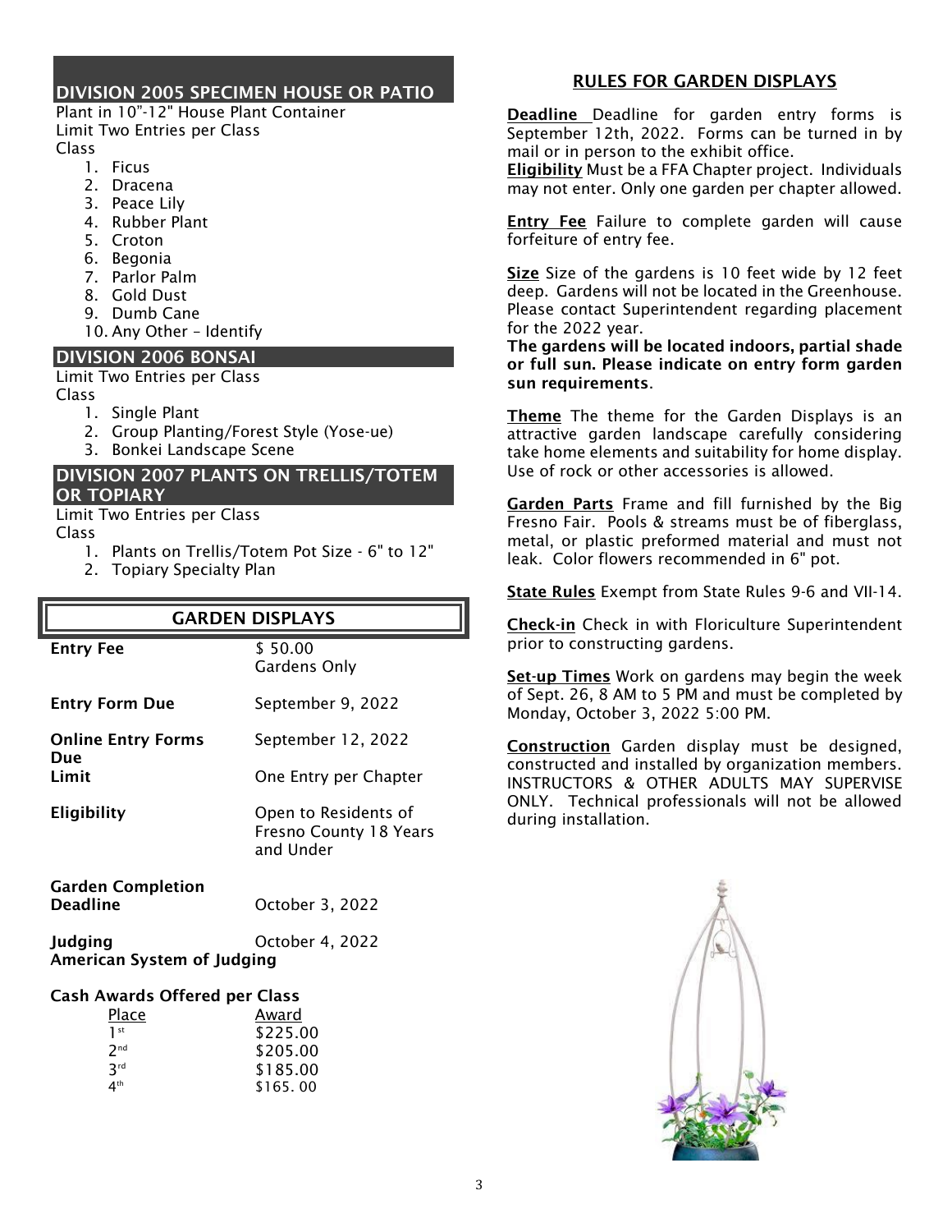## DIVISION 2005 SPECIMEN HOUSE OR PATIO

Plant in 10"-12" House Plant Container
Limit Two Entries per Class
Class

1. Ficus
2. Dracena
3. Peace Lily
4. Rubber Plant
5. Croton
6. Begonia
7. Parlor Palm
8. Gold Dust
9. Dumb Cane
10. Any Other – Identify

## DIVISION 2006 BONSAI

Limit Two Entries per Class
Class

1. Single Plant
2. Group Planting/Forest Style (Yose-ue)
3. Bonkei Landscape Scene

## DIVISION 2007 PLANTS ON TRELLIS/TOTEM OR TOPIARY

Limit Two Entries per Class
Class

1. Plants on Trellis/Totem Pot Size - 6" to 12"
2. Topiary Specialty Plan

## GARDEN DISPLAYS

| | |
|---|---|
| **Entry Fee** | $ 50.00 Gardens Only |
| **Entry Form Due** | September 9, 2022 |
| **Online Entry Forms Due** | September 12, 2022 |
| **Limit** | One Entry per Chapter |
| **Eligibility** | Open to Residents of Fresno County 18 Years and Under |
| **Garden Completion Deadline** | October 3, 2022 |
| **Judging** | October 4, 2022 |

**American System of Judging**

**Cash Awards Offered per Class**

| Place | Award |
|---|---|
| 1st | $225.00 |
| 2nd | $205.00 |
| 3rd | $185.00 |
| 4th | $165. 00 |

## RULES FOR GARDEN DISPLAYS

**Deadline** Deadline for garden entry forms is September 12th, 2022. Forms can be turned in by mail or in person to the exhibit office.

**Eligibility** Must be a FFA Chapter project. Individuals may not enter. Only one garden per chapter allowed.

**Entry Fee** Failure to complete garden will cause forfeiture of entry fee.

**Size** Size of the gardens is 10 feet wide by 12 feet deep. Gardens will not be located in the Greenhouse. Please contact Superintendent regarding placement for the 2022 year.

**The gardens will be located indoors, partial shade or full sun. Please indicate on entry form garden sun requirements**.

**Theme** The theme for the Garden Displays is an attractive garden landscape carefully considering take home elements and suitability for home display. Use of rock or other accessories is allowed.

**Garden Parts** Frame and fill furnished by the Big Fresno Fair. Pools & streams must be of fiberglass, metal, or plastic preformed material and must not leak. Color flowers recommended in 6" pot.

**State Rules** Exempt from State Rules 9-6 and VII-14.

**Check-in** Check in with Floriculture Superintendent prior to constructing gardens.

**Set-up Times** Work on gardens may begin the week of Sept. 26, 8 AM to 5 PM and must be completed by Monday, October 3, 2022 5:00 PM.

**Construction** Garden display must be designed, constructed and installed by organization members. INSTRUCTORS & OTHER ADULTS MAY SUPERVISE ONLY. Technical professionals will not be allowed during installation.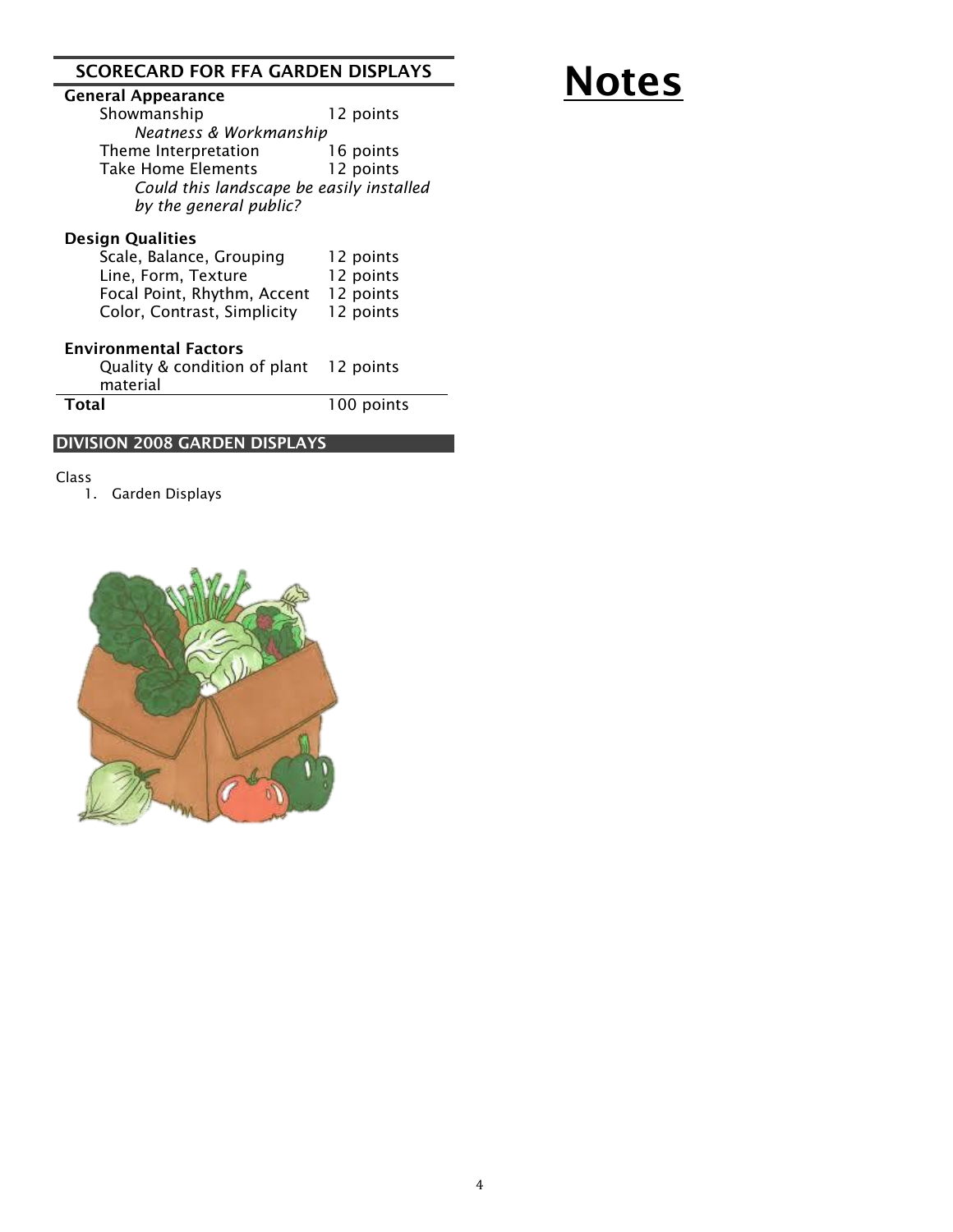## SCORECARD FOR FFA GARDEN DISPLAYS

| | |
|---|---|
| **General Appearance** | |
| Showmanship | 12 points |
| *Neatness & Workmanship* | |
| Theme Interpretation | 16 points |
| Take Home Elements | 12 points |
| *Could this landscape be easily installed by the general public?* | |
| **Design Qualities** | |
| Scale, Balance, Grouping | 12 points |
| Line, Form, Texture | 12 points |
| Focal Point, Rhythm, Accent | 12 points |
| Color, Contrast, Simplicity | 12 points |
| **Environmental Factors** | |
| Quality & condition of plant material | 12 points |
| **Total** | 100 points |

## DIVISION 2008 GARDEN DISPLAYS

Class

1. Garden Displays

# Notes